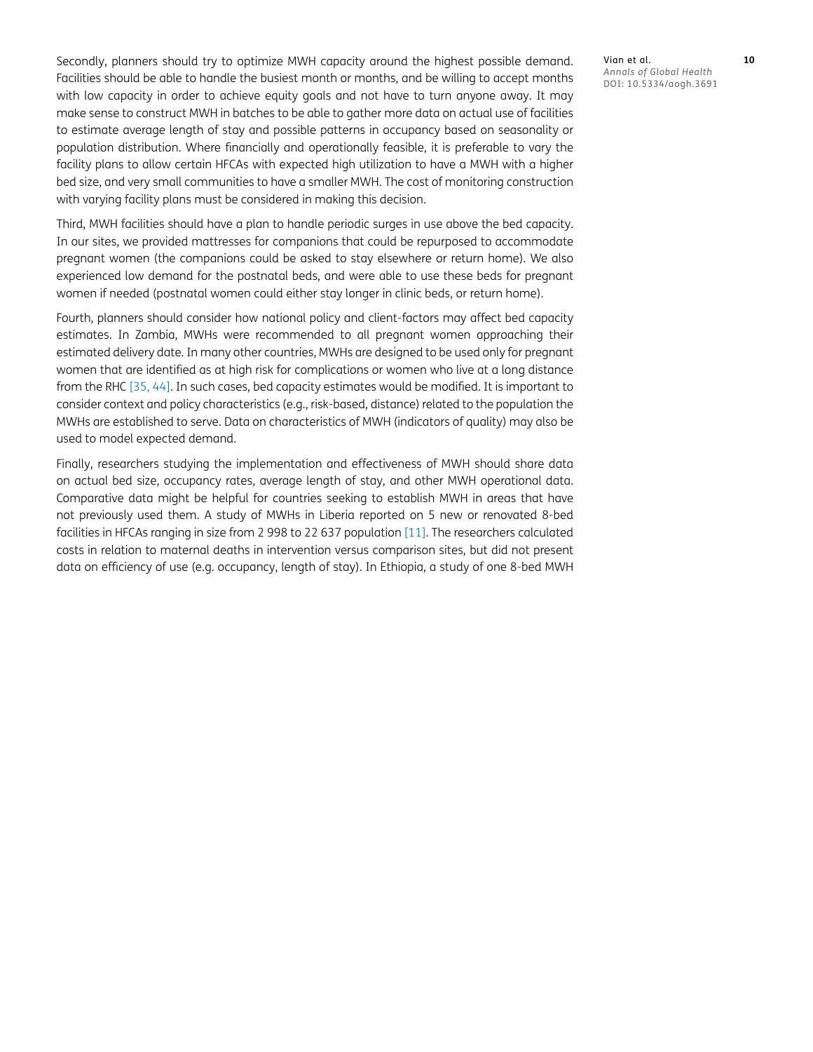Secondly, planners should try to optimize MWH capacity around the highest possible demand. Facilities should be able to handle the busiest month or months, and be willing to accept months with low capacity in order to achieve equity goals and not have to turn anyone away. It may make sense to construct MWH in batches to be able to gather more data on actual use of facilities to estimate average length of stay and possible patterns in occupancy based on seasonality or population distribution. Where financially and operationally feasible, it is preferable to vary the facility plans to allow certain HFCAs with expected high utilization to have a MWH with a higher bed size, and very small communities to have a smaller MWH. The cost of monitoring construction with varying facility plans must be considered in making this decision.

Third, MWH facilities should have a plan to handle periodic surges in use above the bed capacity. In our sites, we provided mattresses for companions that could be repurposed to accommodate pregnant women (the companions could be asked to stay elsewhere or return home). We also experienced low demand for the postnatal beds, and were able to use these beds for pregnant women if needed (postnatal women could either stay longer in clinic beds, or return home).

Fourth, planners should consider how national policy and client-factors may affect bed capacity estimates. In Zambia, MWHs were recommended to all pregnant women approaching their estimated delivery date. In many other countries, MWHs are designed to be used only for pregnant women that are identified as at high risk for complications or women who live at a long distance from the RHC [35, 44]. In such cases, bed capacity estimates would be modified. It is important to consider context and policy characteristics (e.g., risk-based, distance) related to the population the MWHs are established to serve. Data on characteristics of MWH (indicators of quality) may also be used to model expected demand.

Finally, researchers studying the implementation and effectiveness of MWH should share data on actual bed size, occupancy rates, average length of stay, and other MWH operational data. Comparative data might be helpful for countries seeking to establish MWH in areas that have not previously used them. A study of MWHs in Liberia reported on 5 new or renovated 8-bed facilities in HFCAs ranging in size from 2 998 to 22 637 population [11]. The researchers calculated costs in relation to maternal deaths in intervention versus comparison sites, but did not present data on efficiency of use (e.g. occupancy, length of stay). In Ethiopia, a study of one 8-bed MWH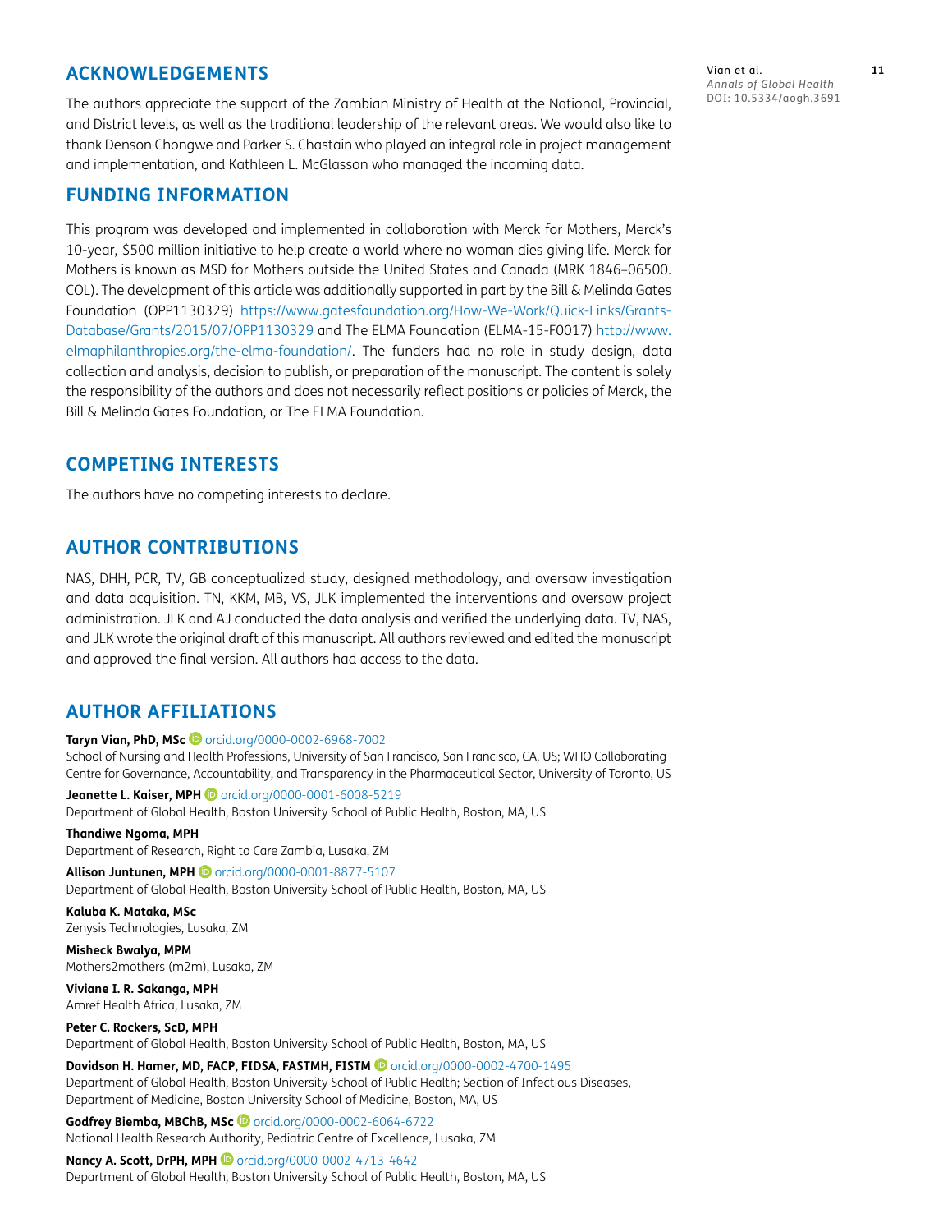## ACKNOWLEDGEMENTS

The authors appreciate the support of the Zambian Ministry of Health at the National, Provincial, and District levels, as well as the traditional leadership of the relevant areas. We would also like to thank Denson Chongwe and Parker S. Chastain who played an integral role in project management and implementation, and Kathleen L. McGlasson who managed the incoming data.

## FUNDING INFORMATION

This program was developed and implemented in collaboration with Merck for Mothers, Merck's 10-year, $500 million initiative to help create a world where no woman dies giving life. Merck for Mothers is known as MSD for Mothers outside the United States and Canada (MRK 1846–06500. COL). The development of this article was additionally supported in part by the Bill & Melinda Gates Foundation (OPP1130329) https://www.gatesfoundation.org/How-We-Work/Quick-Links/Grants-Database/Grants/2015/07/OPP1130329 and The ELMA Foundation (ELMA-15-F0017) http://www.elmaphilanthropies.org/the-elma-foundation/. The funders had no role in study design, data collection and analysis, decision to publish, or preparation of the manuscript. The content is solely the responsibility of the authors and does not necessarily reflect positions or policies of Merck, the Bill & Melinda Gates Foundation, or The ELMA Foundation.

## COMPETING INTERESTS

The authors have no competing interests to declare.

## AUTHOR CONTRIBUTIONS

NAS, DHH, PCR, TV, GB conceptualized study, designed methodology, and oversaw investigation and data acquisition. TN, KKM, MB, VS, JLK implemented the interventions and oversaw project administration. JLK and AJ conducted the data analysis and verified the underlying data. TV, NAS, and JLK wrote the original draft of this manuscript. All authors reviewed and edited the manuscript and approved the final version. All authors had access to the data.

## AUTHOR AFFILIATIONS

**Taryn Vian, PhD, MSc** orcid.org/0000-0002-6968-7002
School of Nursing and Health Professions, University of San Francisco, San Francisco, CA, US; WHO Collaborating Centre for Governance, Accountability, and Transparency in the Pharmaceutical Sector, University of Toronto, US

**Jeanette L. Kaiser, MPH** orcid.org/0000-0001-6008-5219
Department of Global Health, Boston University School of Public Health, Boston, MA, US

**Thandiwe Ngoma, MPH**
Department of Research, Right to Care Zambia, Lusaka, ZM

**Allison Juntunen, MPH** orcid.org/0000-0001-8877-5107
Department of Global Health, Boston University School of Public Health, Boston, MA, US

**Kaluba K. Mataka, MSc**
Zenysis Technologies, Lusaka, ZM

**Misheck Bwalya, MPM**
Mothers2mothers (m2m), Lusaka, ZM

**Viviane I. R. Sakanga, MPH**
Amref Health Africa, Lusaka, ZM

**Peter C. Rockers, ScD, MPH**
Department of Global Health, Boston University School of Public Health, Boston, MA, US

**Davidson H. Hamer, MD, FACP, FIDSA, FASTMH, FISTM** orcid.org/0000-0002-4700-1495
Department of Global Health, Boston University School of Public Health; Section of Infectious Diseases, Department of Medicine, Boston University School of Medicine, Boston, MA, US

**Godfrey Biemba, MBChB, MSc** orcid.org/0000-0002-6064-6722
National Health Research Authority, Pediatric Centre of Excellence, Lusaka, ZM

**Nancy A. Scott, DrPH, MPH** orcid.org/0000-0002-4713-4642
Department of Global Health, Boston University School of Public Health, Boston, MA, US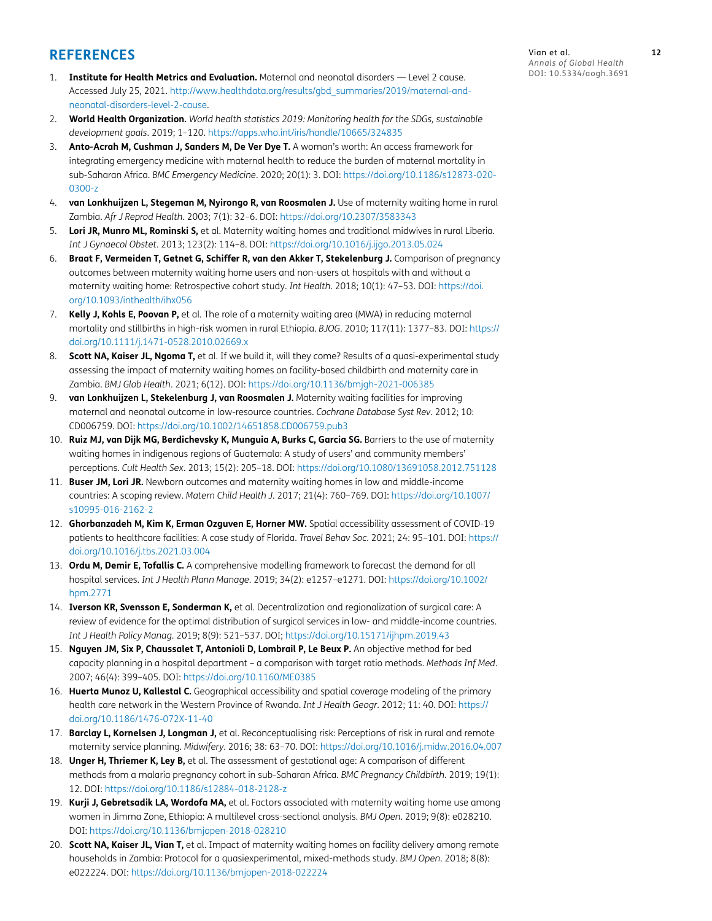## REFERENCES

1. **Institute for Health Metrics and Evaluation.** Maternal and neonatal disorders — Level 2 cause. Accessed July 25, 2021. http://www.healthdata.org/results/gbd_summaries/2019/maternal-and-neonatal-disorders-level-2-cause.
2. **World Health Organization.** *World health statistics 2019: Monitoring health for the SDGs, sustainable development goals*. 2019; 1–120. https://apps.who.int/iris/handle/10665/324835
3. **Anto-Acrah M, Cushman J, Sanders M, De Ver Dye T.** A woman's worth: An access framework for integrating emergency medicine with maternal health to reduce the burden of maternal mortality in sub-Saharan Africa. *BMC Emergency Medicine*. 2020; 20(1): 3. DOI: https://doi.org/10.1186/s12873-020-0300-z
4. **van Lonkhuijzen L, Stegeman M, Nyirongo R, van Roosmalen J.** Use of maternity waiting home in rural Zambia. *Afr J Reprod Health*. 2003; 7(1): 32–6. DOI: https://doi.org/10.2307/3583343
5. **Lori JR, Munro ML, Rominski S,** et al. Maternity waiting homes and traditional midwives in rural Liberia. *Int J Gynaecol Obstet*. 2013; 123(2): 114–8. DOI: https://doi.org/10.1016/j.ijgo.2013.05.024
6. **Braat F, Vermeiden T, Getnet G, Schiffer R, van den Akker T, Stekelenburg J.** Comparison of pregnancy outcomes between maternity waiting home users and non-users at hospitals with and without a maternity waiting home: Retrospective cohort study. *Int Health*. 2018; 10(1): 47–53. DOI: https://doi.org/10.1093/inthealth/ihx056
7. **Kelly J, Kohls E, Poovan P,** et al. The role of a maternity waiting area (MWA) in reducing maternal mortality and stillbirths in high-risk women in rural Ethiopia. *BJOG*. 2010; 117(11): 1377–83. DOI: https://doi.org/10.1111/j.1471-0528.2010.02669.x
8. **Scott NA, Kaiser JL, Ngoma T,** et al. If we build it, will they come? Results of a quasi-experimental study assessing the impact of maternity waiting homes on facility-based childbirth and maternity care in Zambia. *BMJ Glob Health*. 2021; 6(12). DOI: https://doi.org/10.1136/bmjgh-2021-006385
9. **van Lonkhuijzen L, Stekelenburg J, van Roosmalen J.** Maternity waiting facilities for improving maternal and neonatal outcome in low-resource countries. *Cochrane Database Syst Rev*. 2012; 10: CD006759. DOI: https://doi.org/10.1002/14651858.CD006759.pub3
10. **Ruiz MJ, van Dijk MG, Berdichevsky K, Munguia A, Burks C, Garcia SG.** Barriers to the use of maternity waiting homes in indigenous regions of Guatemala: A study of users' and community members' perceptions. *Cult Health Sex*. 2013; 15(2): 205–18. DOI: https://doi.org/10.1080/13691058.2012.751128
11. **Buser JM, Lori JR.** Newborn outcomes and maternity waiting homes in low and middle-income countries: A scoping review. *Matern Child Health J*. 2017; 21(4): 760–769. DOI: https://doi.org/10.1007/s10995-016-2162-2
12. **Ghorbanzadeh M, Kim K, Erman Ozguven E, Horner MW.** Spatial accessibility assessment of COVID-19 patients to healthcare facilities: A case study of Florida. *Travel Behav Soc*. 2021; 24: 95–101. DOI: https://doi.org/10.1016/j.tbs.2021.03.004
13. **Ordu M, Demir E, Tofallis C.** A comprehensive modelling framework to forecast the demand for all hospital services. *Int J Health Plann Manage*. 2019; 34(2): e1257–e1271. DOI: https://doi.org/10.1002/hpm.2771
14. **Iverson KR, Svensson E, Sonderman K,** et al. Decentralization and regionalization of surgical care: A review of evidence for the optimal distribution of surgical services in low- and middle-income countries. *Int J Health Policy Manag*. 2019; 8(9): 521–537. DOI; https://doi.org/10.15171/ijhpm.2019.43
15. **Nguyen JM, Six P, Chaussalet T, Antonioli D, Lombrail P, Le Beux P.** An objective method for bed capacity planning in a hospital department – a comparison with target ratio methods. *Methods Inf Med*. 2007; 46(4): 399–405. DOI: https://doi.org/10.1160/ME0385
16. **Huerta Munoz U, Kallestal C.** Geographical accessibility and spatial coverage modeling of the primary health care network in the Western Province of Rwanda. *Int J Health Geogr*. 2012; 11: 40. DOI: https://doi.org/10.1186/1476-072X-11-40
17. **Barclay L, Kornelsen J, Longman J,** et al. Reconceptualising risk: Perceptions of risk in rural and remote maternity service planning. *Midwifery*. 2016; 38: 63–70. DOI: https://doi.org/10.1016/j.midw.2016.04.007
18. **Unger H, Thriemer K, Ley B,** et al. The assessment of gestational age: A comparison of different methods from a malaria pregnancy cohort in sub-Saharan Africa. *BMC Pregnancy Childbirth*. 2019; 19(1): 12. DOI: https://doi.org/10.1186/s12884-018-2128-z
19. **Kurji J, Gebretsadik LA, Wordofa MA,** et al. Factors associated with maternity waiting home use among women in Jimma Zone, Ethiopia: A multilevel cross-sectional analysis. *BMJ Open*. 2019; 9(8): e028210. DOI: https://doi.org/10.1136/bmjopen-2018-028210
20. **Scott NA, Kaiser JL, Vian T,** et al. Impact of maternity waiting homes on facility delivery among remote households in Zambia: Protocol for a quasiexperimental, mixed-methods study. *BMJ Open*. 2018; 8(8): e022224. DOI: https://doi.org/10.1136/bmjopen-2018-022224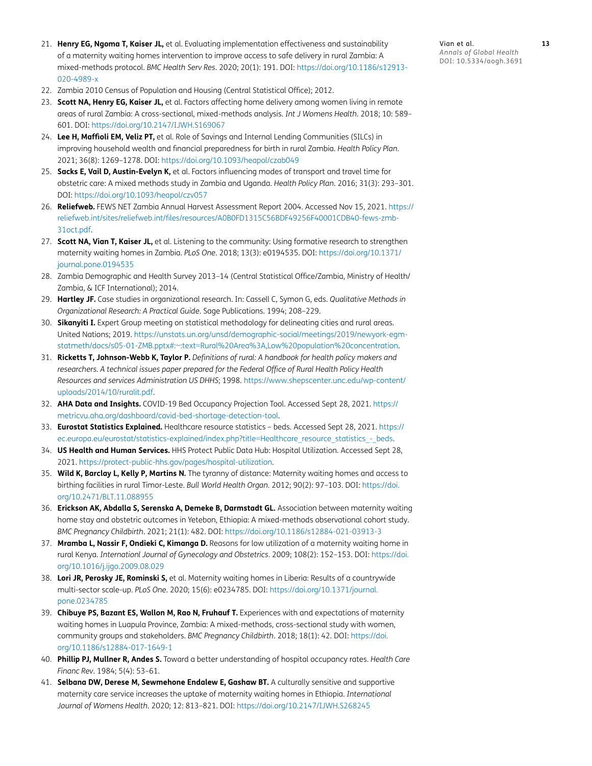21. **Henry EG, Ngoma T, Kaiser JL,** et al. Evaluating implementation effectiveness and sustainability of a maternity waiting homes intervention to improve access to safe delivery in rural Zambia: A mixed-methods protocol. *BMC Health Serv Res*. 2020; 20(1): 191. DOI: https://doi.org/10.1186/s12913-020-4989-x
22. Zambia 2010 Census of Population and Housing (Central Statistical Office); 2012.
23. **Scott NA, Henry EG, Kaiser JL,** et al. Factors affecting home delivery among women living in remote areas of rural Zambia: A cross-sectional, mixed-methods analysis. *Int J Womens Health*. 2018; 10: 589–601. DOI: https://doi.org/10.2147/IJWH.S169067
24. **Lee H, Maffioli EM, Veliz PT,** et al. Role of Savings and Internal Lending Communities (SILCs) in improving household wealth and financial preparedness for birth in rural Zambia. *Health Policy Plan*. 2021; 36(8): 1269–1278. DOI: https://doi.org/10.1093/heapol/czab049
25. **Sacks E, Vail D, Austin-Evelyn K,** et al. Factors influencing modes of transport and travel time for obstetric care: A mixed methods study in Zambia and Uganda. *Health Policy Plan*. 2016; 31(3): 293–301. DOI: https://doi.org/10.1093/heapol/czv057
26. **Reliefweb.** FEWS NET Zambia Annual Harvest Assessment Report 2004. Accessed Nov 15, 2021. https://reliefweb.int/sites/reliefweb.int/files/resources/A0B0FD1315C56BDF49256F40001CDB40-fews-zmb-31oct.pdf.
27. **Scott NA, Vian T, Kaiser JL,** et al. Listening to the community: Using formative research to strengthen maternity waiting homes in Zambia. *PLoS One*. 2018; 13(3): e0194535. DOI: https://doi.org/10.1371/journal.pone.0194535
28. Zambia Demographic and Health Survey 2013–14 (Central Statistical Office/Zambia, Ministry of Health/Zambia, & ICF International); 2014.
29. **Hartley JF.** Case studies in organizational research. In: Cassell C, Symon G, eds. *Qualitative Methods in Organizational Research: A Practical Guide*. Sage Publications. 1994; 208–229.
30. **Sikanyiti I.** Expert Group meeting on statistical methodology for delineating cities and rural areas. United Nations; 2019. https://unstats.un.org/unsd/demographic-social/meetings/2019/newyork-egm-statmeth/docs/s05-01-ZMB.pptx#:~:text=Rural%20Area%3A,Low%20population%20concentration.
31. **Ricketts T, Johnson-Webb K, Taylor P.** *Definitions of rural: A handbook for health policy makers and researchers. A technical issues paper prepared for the Federal Office of Rural Health Policy Health Resources and services Administration US DHHS*; 1998. https://www.shepscenter.unc.edu/wp-content/uploads/2014/10/ruralit.pdf.
32. **AHA Data and Insights.** COVID-19 Bed Occupancy Projection Tool. Accessed Sept 28, 2021. https://metricvu.aha.org/dashboard/covid-bed-shortage-detection-tool.
33. **Eurostat Statistics Explained.** Healthcare resource statistics – beds. Accessed Sept 28, 2021. https://ec.europa.eu/eurostat/statistics-explained/index.php?title=Healthcare_resource_statistics_-_beds.
34. **US Health and Human Services.** HHS Protect Public Data Hub: Hospital Utilization. Accessed Sept 28, 2021. https://protect-public-hhs.gov/pages/hospital-utilization.
35. **Wild K, Barclay L, Kelly P, Martins N.** The tyranny of distance: Maternity waiting homes and access to birthing facilities in rural Timor-Leste. *Bull World Health Organ*. 2012; 90(2): 97–103. DOI: https://doi.org/10.2471/BLT.11.088955
36. **Erickson AK, Abdalla S, Serenska A, Demeke B, Darmstadt GL.** Association between maternity waiting home stay and obstetric outcomes in Yetebon, Ethiopia: A mixed-methods observational cohort study. *BMC Pregnancy Childbirth*. 2021; 21(1): 482. DOI: https://doi.org/10.1186/s12884-021-03913-3
37. **Mramba L, Nassir F, Ondieki C, Kimanga D.** Reasons for low utilization of a maternity waiting home in rural Kenya. *Internationl Journal of Gynecology and Obstetrics*. 2009; 108(2): 152–153. DOI: https://doi.org/10.1016/j.ijgo.2009.08.029
38. **Lori JR, Perosky JE, Rominski S,** et al. Maternity waiting homes in Liberia: Results of a countrywide multi-sector scale-up. *PLoS One*. 2020; 15(6): e0234785. DOI: https://doi.org/10.1371/journal.pone.0234785
39. **Chibuye PS, Bazant ES, Wallon M, Rao N, Fruhauf T.** Experiences with and expectations of maternity waiting homes in Luapula Province, Zambia: A mixed-methods, cross-sectional study with women, community groups and stakeholders. *BMC Pregnancy Childbirth*. 2018; 18(1): 42. DOI: https://doi.org/10.1186/s12884-017-1649-1
40. **Phillip PJ, Mullner R, Andes S.** Toward a better understanding of hospital occupancy rates. *Health Care Financ Rev*. 1984; 5(4): 53–61.
41. **Selbana DW, Derese M, Sewmehone Endalew E, Gashaw BT.** A culturally sensitive and supportive maternity care service increases the uptake of maternity waiting homes in Ethiopia. *International Journal of Womens Health*. 2020; 12: 813–821. DOI: https://doi.org/10.2147/IJWH.S268245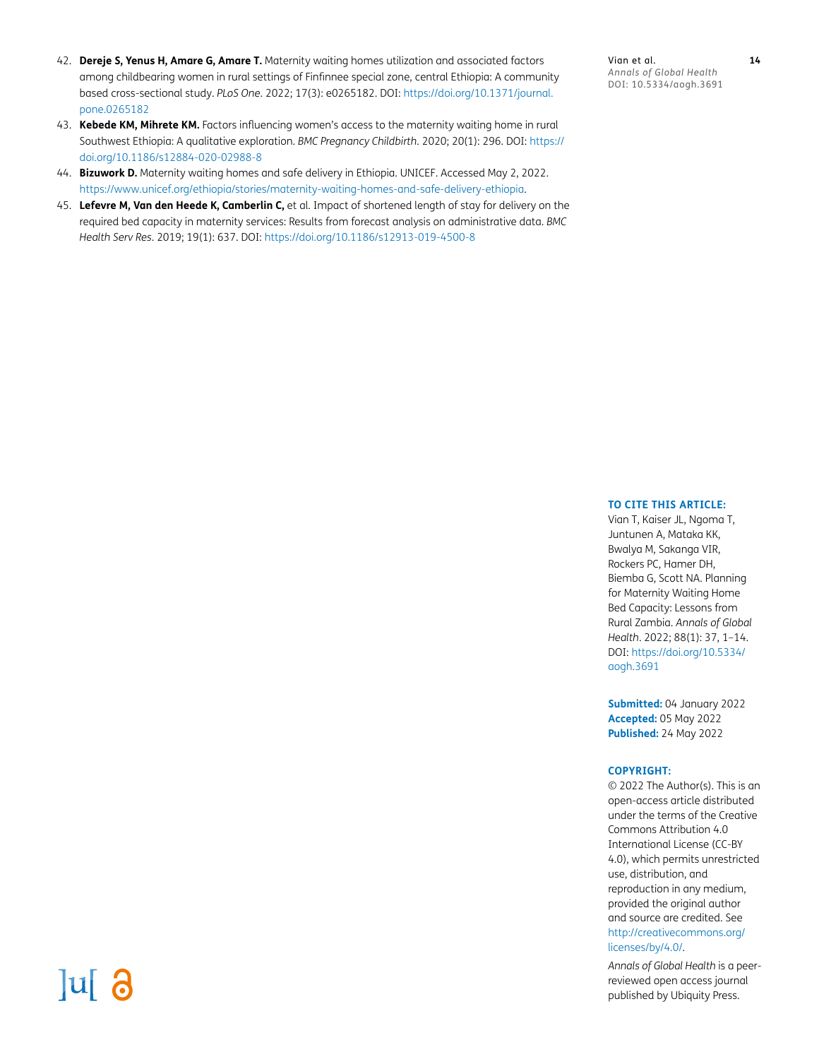42. **Dereje S, Yenus H, Amare G, Amare T.** Maternity waiting homes utilization and associated factors among childbearing women in rural settings of Finfinnee special zone, central Ethiopia: A community based cross-sectional study. *PLoS One*. 2022; 17(3): e0265182. DOI: https://doi.org/10.1371/journal.pone.0265182
43. **Kebede KM, Mihrete KM.** Factors influencing women's access to the maternity waiting home in rural Southwest Ethiopia: A qualitative exploration. *BMC Pregnancy Childbirth*. 2020; 20(1): 296. DOI: https://doi.org/10.1186/s12884-020-02988-8
44. **Bizuwork D.** Maternity waiting homes and safe delivery in Ethiopia. UNICEF. Accessed May 2, 2022. https://www.unicef.org/ethiopia/stories/maternity-waiting-homes-and-safe-delivery-ethiopia.
45. **Lefevre M, Van den Heede K, Camberlin C,** et al. Impact of shortened length of stay for delivery on the required bed capacity in maternity services: Results from forecast analysis on administrative data. *BMC Health Serv Res*. 2019; 19(1): 637. DOI: https://doi.org/10.1186/s12913-019-4500-8

**TO CITE THIS ARTICLE:**

Vian T, Kaiser JL, Ngoma T, Juntunen A, Mataka KK, Bwalya M, Sakanga VIR, Rockers PC, Hamer DH, Biemba G, Scott NA. Planning for Maternity Waiting Home Bed Capacity: Lessons from Rural Zambia. *Annals of Global Health*. 2022; 88(1): 37, 1–14. DOI: https://doi.org/10.5334/aogh.3691

**Submitted:** 04 January 2022
**Accepted:** 05 May 2022
**Published:** 24 May 2022

**COPYRIGHT:**

© 2022 The Author(s). This is an open-access article distributed under the terms of the Creative Commons Attribution 4.0 International License (CC-BY 4.0), which permits unrestricted use, distribution, and reproduction in any medium, provided the original author and source are credited. See http://creativecommons.org/licenses/by/4.0/.

*Annals of Global Health* is a peer-reviewed open access journal published by Ubiquity Press.